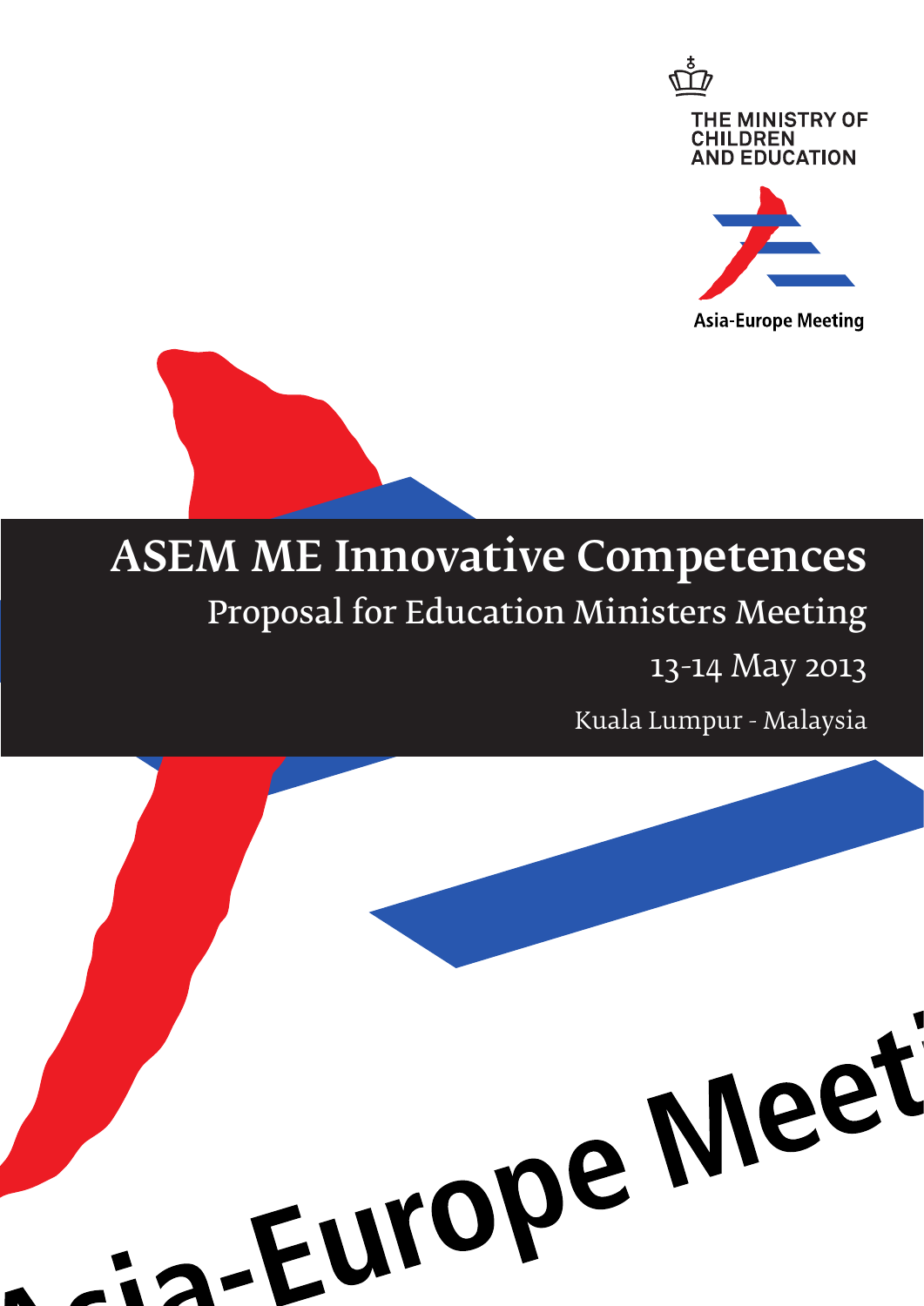THE MINISTRY OF CHILDREN AND EDUCATION

Asia-Europe Meeting

# ASEM ME Innovative Competences

## Proposal for Education Ministers Meeting

13-14 May 2013

Kuala Lumpur - Malaysia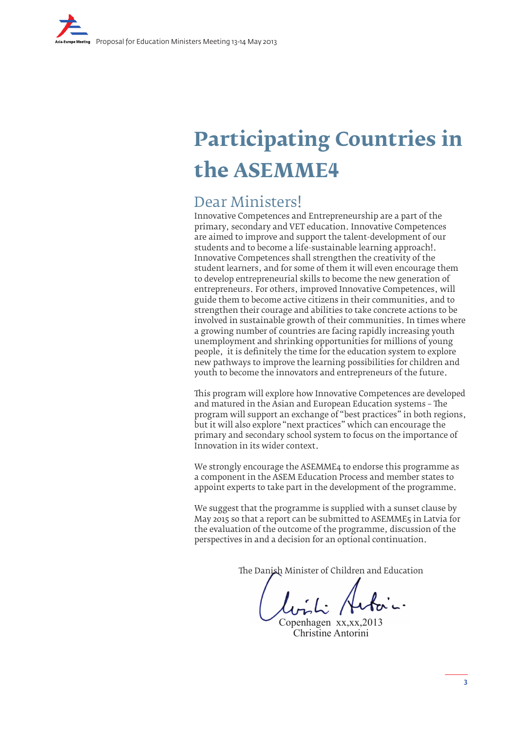# Participating Countries in the ASEMME4

## Dear Ministers!

Innovative Competences and Entrepreneurship are a part of the primary, secondary and VET education. Innovative Competences are aimed to improve and support the talent-development of our students and to become a life-sustainable learning approach!. Innovative Competences shall strengthen the creativity of the student learners, and for some of them it will even encourage them to develop entrepreneurial skills to become the new generation of entrepreneurs. For others, improved Innovative Competences, will guide them to become active citizens in their communities, and to strengthen their courage and abilities to take concrete actions to be involved in sustainable growth of their communities. In times where a growing number of countries are facing rapidly increasing youth unemployment and shrinking opportunities for millions of young people, it is definitely the time for the education system to explore new pathways to improve the learning possibilities for children and youth to become the innovators and entrepreneurs of the future.

This program will explore how Innovative Competences are developed and matured in the Asian and European Education systems – The program will support an exchange of "best practices" in both regions, but it will also explore "next practices" which can encourage the primary and secondary school system to focus on the importance of Innovation in its wider context.

We strongly encourage the ASEMME4 to endorse this programme as a component in the ASEM Education Process and member states to appoint experts to take part in the development of the programme.

We suggest that the programme is supplied with a sunset clause by May 2015 so that a report can be submitted to ASEMME5 in Latvia for the evaluation of the outcome of the programme, discussion of the perspectives in and a decision for an optional continuation.

The Danish Minister of Children and Education

Copenhagen xx,xx,2013

Christine Antorini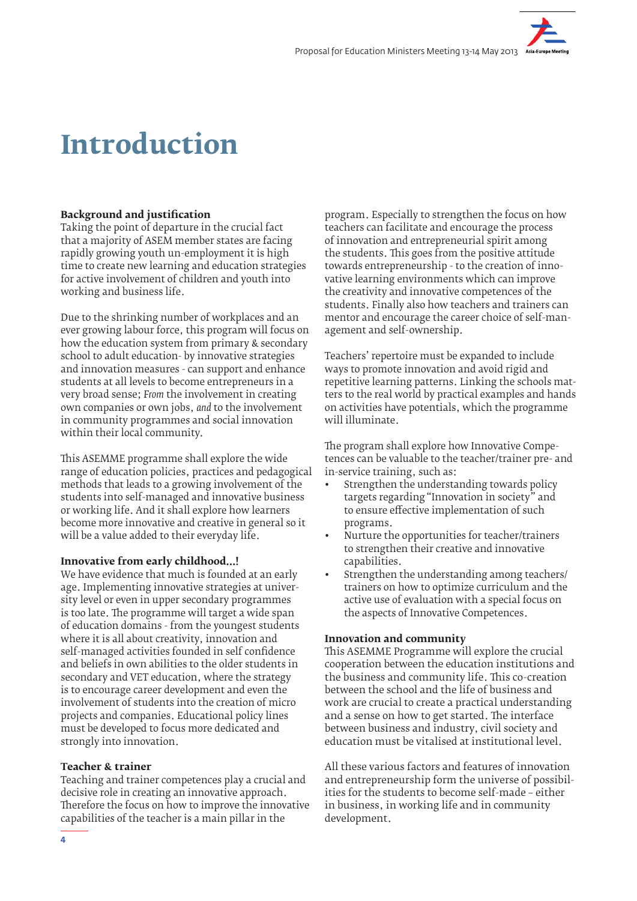# Introduction

**Background and justification**
Taking the point of departure in the crucial fact that a majority of ASEM member states are facing rapidly growing youth un-employment it is high time to create new learning and education strategies for active involvement of children and youth into working and business life.

Due to the shrinking number of workplaces and an ever growing labour force, this program will focus on how the education system from primary & secondary school to adult education- by innovative strategies and innovation measures - can support and enhance students at all levels to become entrepreneurs in a very broad sense; *From* the involvement in creating own companies or own jobs, *and* to the involvement in community programmes and social innovation within their local community.

This ASEMME programme shall explore the wide range of education policies, practices and pedagogical methods that leads to a growing involvement of the students into self-managed and innovative business or working life. And it shall explore how learners become more innovative and creative in general so it will be a value added to their everyday life.

**Innovative from early childhood…!**
We have evidence that much is founded at an early age. Implementing innovative strategies at university level or even in upper secondary programmes is too late. The programme will target a wide span of education domains - from the youngest students where it is all about creativity, innovation and self-managed activities founded in self confidence and beliefs in own abilities to the older students in secondary and VET education, where the strategy is to encourage career development and even the involvement of students into the creation of micro projects and companies. Educational policy lines must be developed to focus more dedicated and strongly into innovation.

**Teacher & trainer**
Teaching and trainer competences play a crucial and decisive role in creating an innovative approach. Therefore the focus on how to improve the innovative capabilities of the teacher is a main pillar in the program. Especially to strengthen the focus on how teachers can facilitate and encourage the process of innovation and entrepreneurial spirit among the students. This goes from the positive attitude towards entrepreneurship - to the creation of innovative learning environments which can improve the creativity and innovative competences of the students. Finally also how teachers and trainers can mentor and encourage the career choice of self-management and self-ownership.

Teachers' repertoire must be expanded to include ways to promote innovation and avoid rigid and repetitive learning patterns. Linking the schools matters to the real world by practical examples and hands on activities have potentials, which the programme will illuminate.

The program shall explore how Innovative Competences can be valuable to the teacher/trainer pre- and in-service training, such as:

- Strengthen the understanding towards policy targets regarding "Innovation in society" and to ensure effective implementation of such programs.
- Nurture the opportunities for teacher/trainers to strengthen their creative and innovative capabilities.
- Strengthen the understanding among teachers/trainers on how to optimize curriculum and the active use of evaluation with a special focus on the aspects of Innovative Competences.

**Innovation and community**
This ASEMME Programme will explore the crucial cooperation between the education institutions and the business and community life. This co-creation between the school and the life of business and work are crucial to create a practical understanding and a sense on how to get started. The interface between business and industry, civil society and education must be vitalised at institutional level.

All these various factors and features of innovation and entrepreneurship form the universe of possibilities for the students to become self-made – either in business, in working life and in community development.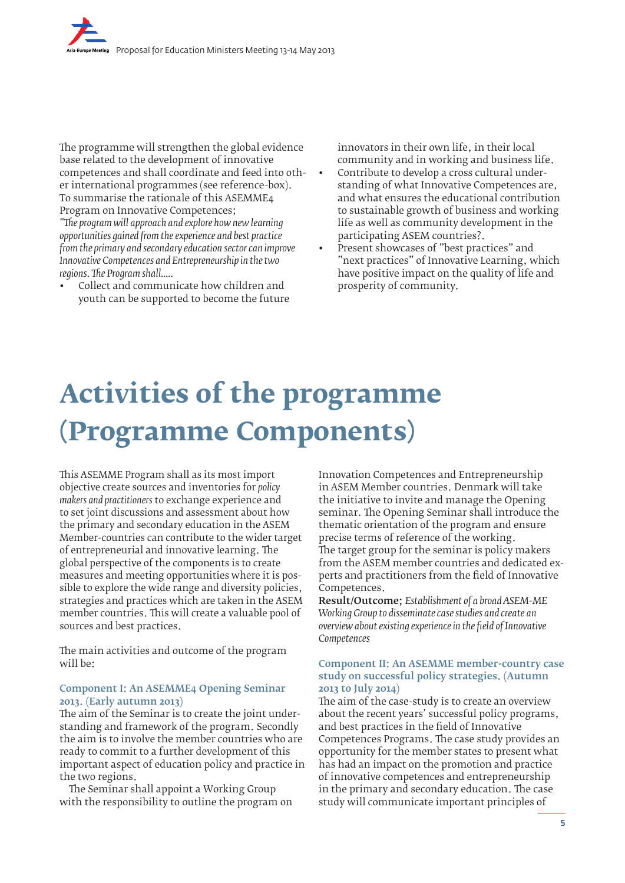The programme will strengthen the global evidence base related to the development of innovative competences and shall coordinate and feed into other international programmes (see reference-box). To summarise the rationale of this ASEMME4 Program on Innovative Competences;

*"The program will approach and explore how new learning opportunities gained from the experience and best practice from the primary and secondary education sector can improve Innovative Competences and Entrepreneurship in the two regions. The Program shall.....*

- Collect and communicate how children and youth can be supported to become the future innovators in their own life, in their local community and in working and business life.
- Contribute to develop a cross cultural understanding of what Innovative Competences are, and what ensures the educational contribution to sustainable growth of business and working life as well as community development in the participating ASEM countries?.
- Present showcases of "best practices" and "next practices" of Innovative Learning, which have positive impact on the quality of life and prosperity of community.

# Activities of the programme (Programme Components)

This ASEMME Program shall as its most import objective create sources and inventories for *policy makers and practitioners* to exchange experience and to set joint discussions and assessment about how the primary and secondary education in the ASEM Member-countries can contribute to the wider target of entrepreneurial and innovative learning. The global perspective of the components is to create measures and meeting opportunities where it is possible to explore the wide range and diversity policies, strategies and practices which are taken in the ASEM member countries. This will create a valuable pool of sources and best practices.

The main activities and outcome of the program will be:

### Component I: An ASEMME4 Opening Seminar 2013. (Early autumn 2013)

The aim of the Seminar is to create the joint understanding and framework of the program. Secondly the aim is to involve the member countries who are ready to commit to a further development of this important aspect of education policy and practice in the two regions.

The Seminar shall appoint a Working Group with the responsibility to outline the program on Innovation Competences and Entrepreneurship in ASEM Member countries. Denmark will take the initiative to invite and manage the Opening seminar. The Opening Seminar shall introduce the thematic orientation of the program and ensure precise terms of reference of the working. The target group for the seminar is policy makers from the ASEM member countries and dedicated experts and practitioners from the field of Innovative Competences.

**Result/Outcome;** *Establishment of a broad ASEM-ME Working Group to disseminate case studies and create an overview about existing experience in the field of Innovative Competences*

### Component II: An ASEMME member-country case study on successful policy strategies. (Autumn 2013 to July 2014)

The aim of the case-study is to create an overview about the recent years' successful policy programs, and best practices in the field of Innovative Competences Programs. The case study provides an opportunity for the member states to present what has had an impact on the promotion and practice of innovative competences and entrepreneurship in the primary and secondary education. The case study will communicate important principles of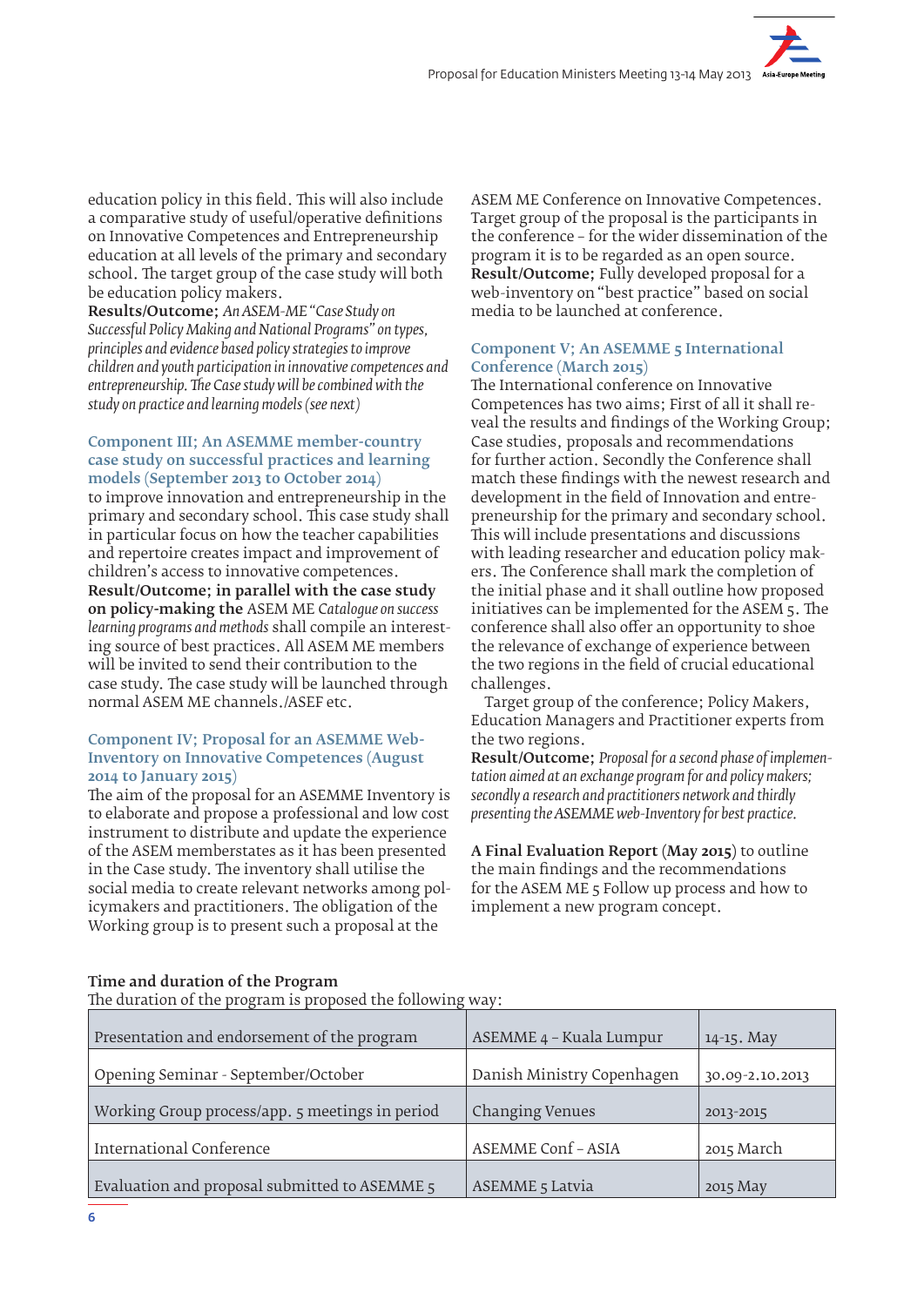education policy in this field. This will also include a comparative study of useful/operative definitions on Innovative Competences and Entrepreneurship education at all levels of the primary and secondary school. The target group of the case study will both be education policy makers.
**Results/Outcome;** *An ASEM-ME "Case Study on Successful Policy Making and National Programs" on types, principles and evidence based policy strategies to improve children and youth participation in innovative competences and entrepreneurship. The Case study will be combined with the study on practice and learning models (see next)*

### Component III; An ASEMME member-country case study on successful practices and learning models (September 2013 to October 2014)

to improve innovation and entrepreneurship in the primary and secondary school. This case study shall in particular focus on how the teacher capabilities and repertoire creates impact and improvement of children's access to innovative competences.
**Result/Outcome; in parallel with the case study on policy-making the** ASEM ME *Catalogue on success learning programs and methods* shall compile an interesting source of best practices. All ASEM ME members will be invited to send their contribution to the case study. The case study will be launched through normal ASEM ME channels./ASEF etc.

### Component IV; Proposal for an ASEMME Web-Inventory on Innovative Competences (August 2014 to January 2015)

The aim of the proposal for an ASEMME Inventory is to elaborate and propose a professional and low cost instrument to distribute and update the experience of the ASEM memberstates as it has been presented in the Case study. The inventory shall utilise the social media to create relevant networks among policymakers and practitioners. The obligation of the Working group is to present such a proposal at the ASEM ME Conference on Innovative Competences. Target group of the proposal is the participants in the conference – for the wider dissemination of the program it is to be regarded as an open source.
**Result/Outcome;** Fully developed proposal for a web-inventory on "best practice" based on social media to be launched at conference.

### Component V; An ASEMME 5 International Conference (March 2015)

The International conference on Innovative Competences has two aims; First of all it shall reveal the results and findings of the Working Group; Case studies, proposals and recommendations for further action. Secondly the Conference shall match these findings with the newest research and development in the field of Innovation and entrepreneurship for the primary and secondary school. This will include presentations and discussions with leading researcher and education policy makers. The Conference shall mark the completion of the initial phase and it shall outline how proposed initiatives can be implemented for the ASEM 5. The conference shall also offer an opportunity to shoe the relevance of exchange of experience between the two regions in the field of crucial educational challenges.

Target group of the conference; Policy Makers, Education Managers and Practitioner experts from the two regions.
**Result/Outcome;** *Proposal for a second phase of implementation aimed at an exchange program for and policy makers; secondly a research and practitioners network and thirdly presenting the ASEMME web-Inventory for best practice.*

**A Final Evaluation Report (May 2015)** to outline the main findings and the recommendations for the ASEM ME 5 Follow up process and how to implement a new program concept.

**Time and duration of the Program**
The duration of the program is proposed the following way:

| Presentation and endorsement of the program | ASEMME 4 – Kuala Lumpur | 14-15. May |
|---|---|---|
| Opening Seminar - September/October | Danish Ministry Copenhagen | 30.09-2.10.2013 |
| Working Group process/app. 5 meetings in period | Changing Venues | 2013-2015 |
| International Conference | ASEMME Conf – ASIA | 2015 March |
| Evaluation and proposal submitted to ASEMME 5 | ASEMME 5 Latvia | 2015 May |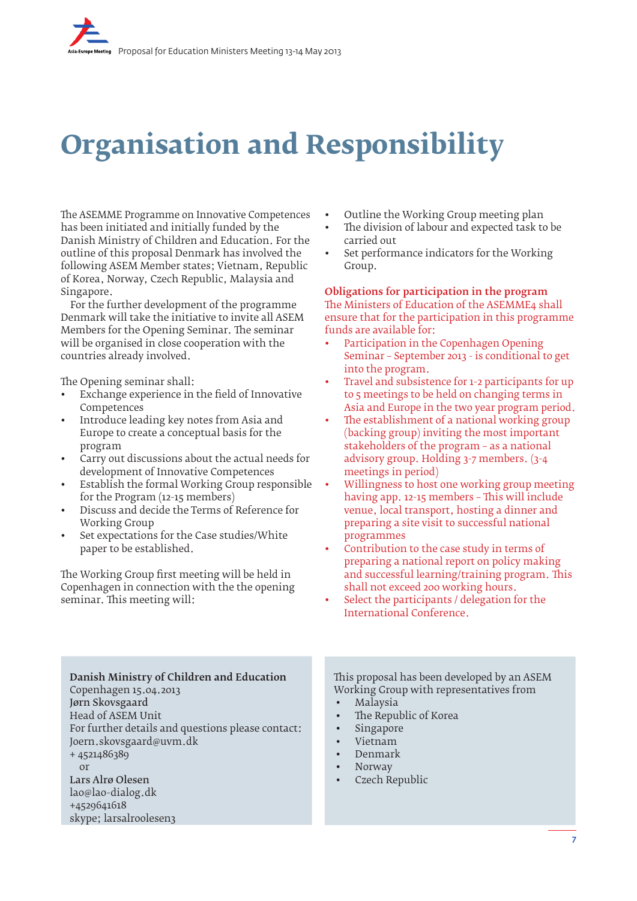# Organisation and Responsibility

The ASEMME Programme on Innovative Competences has been initiated and initially funded by the Danish Ministry of Children and Education. For the outline of this proposal Denmark has involved the following ASEM Member states; Vietnam, Republic of Korea, Norway, Czech Republic, Malaysia and Singapore.

For the further development of the programme Denmark will take the initiative to invite all ASEM Members for the Opening Seminar. The seminar will be organised in close cooperation with the countries already involved.

The Opening seminar shall:

- Exchange experience in the field of Innovative Competences
- Introduce leading key notes from Asia and Europe to create a conceptual basis for the program
- Carry out discussions about the actual needs for development of Innovative Competences
- Establish the formal Working Group responsible for the Program (12-15 members)
- Discuss and decide the Terms of Reference for Working Group
- Set expectations for the Case studies/White paper to be established.

The Working Group first meeting will be held in Copenhagen in connection with the the opening seminar. This meeting will:

- Outline the Working Group meeting plan
- The division of labour and expected task to be carried out
- Set performance indicators for the Working Group.

**Obligations for participation in the program**

The Ministers of Education of the ASEMME4 shall ensure that for the participation in this programme funds are available for:

- Participation in the Copenhagen Opening Seminar – September 2013 - is conditional to get into the program.
- Travel and subsistence for 1-2 participants for up to 5 meetings to be held on changing terms in Asia and Europe in the two year program period.
- The establishment of a national working group (backing group) inviting the most important stakeholders of the program – as a national advisory group. Holding 3-7 members. (3-4 meetings in period)
- Willingness to host one working group meeting having app. 12-15 members – This will include venue, local transport, hosting a dinner and preparing a site visit to successful national programmes
- Contribution to the case study in terms of preparing a national report on policy making and successful learning/training program. This shall not exceed 200 working hours.
- Select the participants / delegation for the International Conference.

**Danish Ministry of Children and Education**
Copenhagen 15.04.2013
**Jørn Skovsgaard**
Head of ASEM Unit
For further details and questions please contact:
Joern.skovsgaard@uvm.dk
+ 4521486389
or
**Lars Alrø Olesen**
lao@lao-dialog.dk
+4529641618
skype; larsalroolesen3

This proposal has been developed by an ASEM Working Group with representatives from

- Malaysia
- The Republic of Korea
- Singapore
- Vietnam
- Denmark
- Norway
- Czech Republic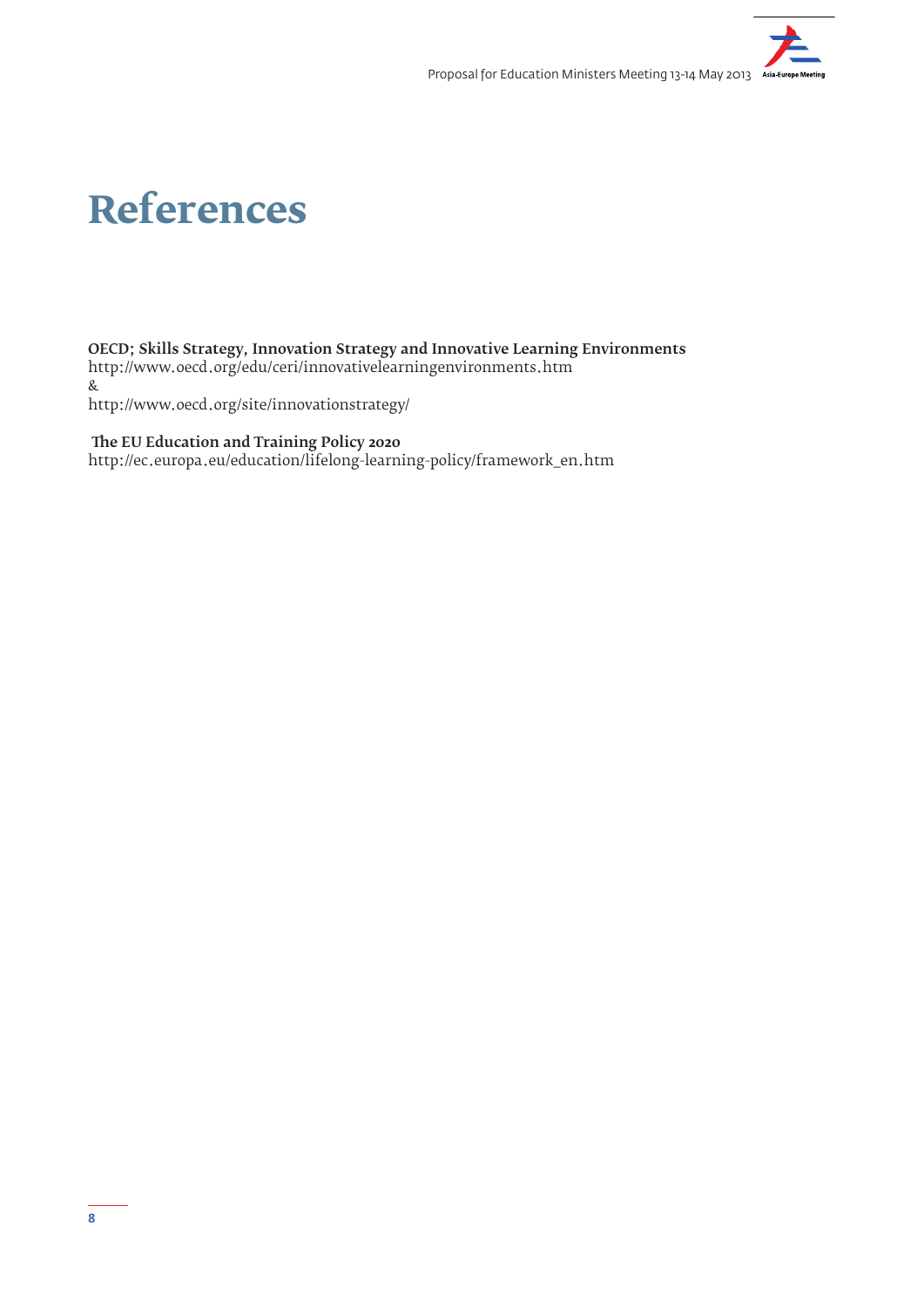# References

**OECD; Skills Strategy, Innovation Strategy and Innovative Learning Environments**
http://www.oecd.org/edu/ceri/innovativelearningenvironments.htm
&
http://www.oecd.org/site/innovationstrategy/

**The EU Education and Training Policy 2020**
http://ec.europa.eu/education/lifelong-learning-policy/framework_en.htm